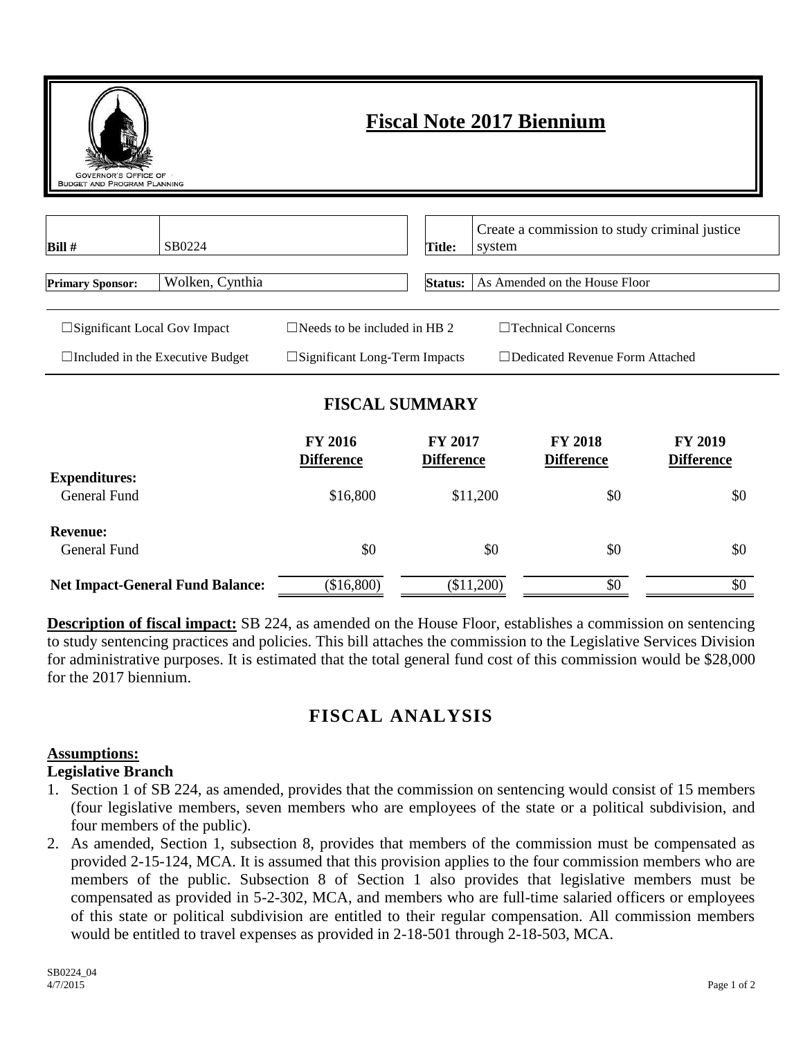# Fiscal Note 2017 Biennium

| Bill # | SB0224 | Title: | Create a commission to study criminal justice system |
|---|---|---|---|
| **Primary Sponsor:** | Wolken, Cynthia | **Status:** | As Amended on the House Floor |

☐Significant Local Gov Impact ☐Needs to be included in HB 2 ☐Technical Concerns

☐Included in the Executive Budget ☐Significant Long-Term Impacts ☐Dedicated Revenue Form Attached

## FISCAL SUMMARY

| | FY 2016 Difference | FY 2017 Difference | FY 2018 Difference | FY 2019 Difference |
|---|---|---|---|---|
| **Expenditures:** | | | | |
| General Fund | $16,800 | $11,200 | $0 | $0 |
| **Revenue:** | | | | |
| General Fund | $0 | $0 | $0 | $0 |
| **Net Impact-General Fund Balance:** | ($16,800) | ($11,200) | $0 | $0 |

**Description of fiscal impact:** SB 224, as amended on the House Floor, establishes a commission on sentencing to study sentencing practices and policies. This bill attaches the commission to the Legislative Services Division for administrative purposes. It is estimated that the total general fund cost of this commission would be $28,000 for the 2017 biennium.

## FISCAL ANALYSIS

**Assumptions:**

**Legislative Branch**

1. Section 1 of SB 224, as amended, provides that the commission on sentencing would consist of 15 members (four legislative members, seven members who are employees of the state or a political subdivision, and four members of the public).
2. As amended, Section 1, subsection 8, provides that members of the commission must be compensated as provided 2-15-124, MCA. It is assumed that this provision applies to the four commission members who are members of the public. Subsection 8 of Section 1 also provides that legislative members must be compensated as provided in 5-2-302, MCA, and members who are full-time salaried officers or employees of this state or political subdivision are entitled to their regular compensation. All commission members would be entitled to travel expenses as provided in 2-18-501 through 2-18-503, MCA.

SB0224_04
4/7/2015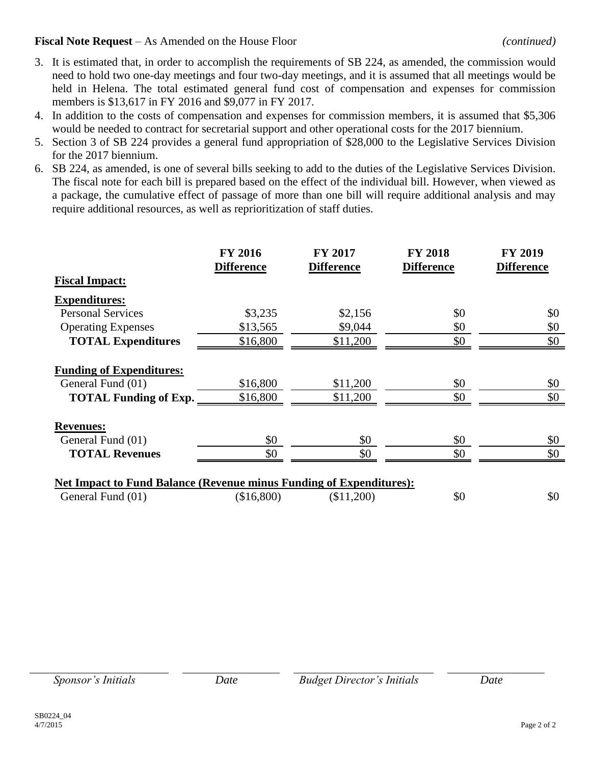**Fiscal Note Request** – As Amended on the House Floor *(continued)*

3. It is estimated that, in order to accomplish the requirements of SB 224, as amended, the commission would need to hold two one-day meetings and four two-day meetings, and it is assumed that all meetings would be held in Helena. The total estimated general fund cost of compensation and expenses for commission members is $13,617 in FY 2016 and $9,077 in FY 2017.
4. In addition to the costs of compensation and expenses for commission members, it is assumed that $5,306 would be needed to contract for secretarial support and other operational costs for the 2017 biennium.
5. Section 3 of SB 224 provides a general fund appropriation of $28,000 to the Legislative Services Division for the 2017 biennium.
6. SB 224, as amended, is one of several bills seeking to add to the duties of the Legislative Services Division. The fiscal note for each bill is prepared based on the effect of the individual bill. However, when viewed as a package, the cumulative effect of passage of more than one bill will require additional analysis and may require additional resources, as well as reprioritization of staff duties.

| | FY 2016 Difference | FY 2017 Difference | FY 2018 Difference | FY 2019 Difference |
|---|---|---|---|---|
| **Fiscal Impact:** | | | | |
| **Expenditures:** | | | | |
| Personal Services | $3,235 | $2,156 | $0 | $0 |
| Operating Expenses | $13,565 | $9,044 | $0 | $0 |
| **TOTAL Expenditures** | $16,800 | $11,200 | $0 | $0 |
| **Funding of Expenditures:** | | | | |
| General Fund (01) | $16,800 | $11,200 | $0 | $0 |
| **TOTAL Funding of Exp.** | $16,800 | $11,200 | $0 | $0 |
| **Revenues:** | | | | |
| General Fund (01) | $0 | $0 | $0 | $0 |
| **TOTAL Revenues** | $0 | $0 | $0 | $0 |
| **Net Impact to Fund Balance (Revenue minus Funding of Expenditures):** | | | | |
| General Fund (01) | ($16,800) | ($11,200) | $0 | $0 |

*Sponsor's Initials* | *Date* | *Budget Director's Initials* | *Date*

SB0224_04
4/7/2015